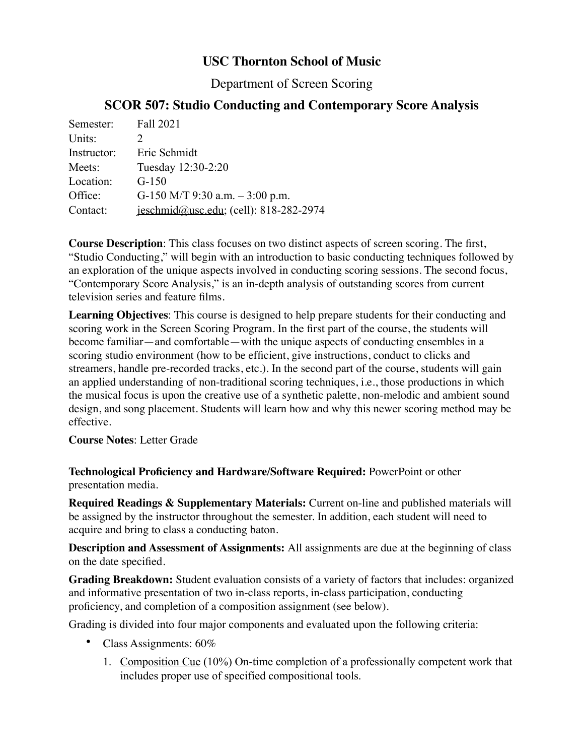# USC Thornton School of Music

## Department of Screen Scoring

## SCOR 507: Studio Conducting and Contemporary Score Analysis

| | |
|---|---|
| Semester: | Fall 2021 |
| Units: | 2 |
| Instructor: | Eric Schmidt |
| Meets: | Tuesday 12:30-2:20 |
| Location: | G-150 |
| Office: | G-150 M/T 9:30 a.m. – 3:00 p.m. |
| Contact: | jeschmid@usc.edu; (cell): 818-282-2974 |

**Course Description**: This class focuses on two distinct aspects of screen scoring. The first, "Studio Conducting," will begin with an introduction to basic conducting techniques followed by an exploration of the unique aspects involved in conducting scoring sessions. The second focus, "Contemporary Score Analysis," is an in-depth analysis of outstanding scores from current television series and feature films.

**Learning Objectives**: This course is designed to help prepare students for their conducting and scoring work in the Screen Scoring Program. In the first part of the course, the students will become familiar—and comfortable—with the unique aspects of conducting ensembles in a scoring studio environment (how to be efficient, give instructions, conduct to clicks and streamers, handle pre-recorded tracks, etc.). In the second part of the course, students will gain an applied understanding of non-traditional scoring techniques, i.e., those productions in which the musical focus is upon the creative use of a synthetic palette, non-melodic and ambient sound design, and song placement. Students will learn how and why this newer scoring method may be effective.

**Course Notes**: Letter Grade

**Technological Proficiency and Hardware/Software Required:** PowerPoint or other presentation media.

**Required Readings & Supplementary Materials:** Current on-line and published materials will be assigned by the instructor throughout the semester. In addition, each student will need to acquire and bring to class a conducting baton.

**Description and Assessment of Assignments:** All assignments are due at the beginning of class on the date specified.

**Grading Breakdown:** Student evaluation consists of a variety of factors that includes: organized and informative presentation of two in-class reports, in-class participation, conducting proficiency, and completion of a composition assignment (see below).

Grading is divided into four major components and evaluated upon the following criteria:

- Class Assignments: 60%
    1. Composition Cue (10%) On-time completion of a professionally competent work that includes proper use of specified compositional tools.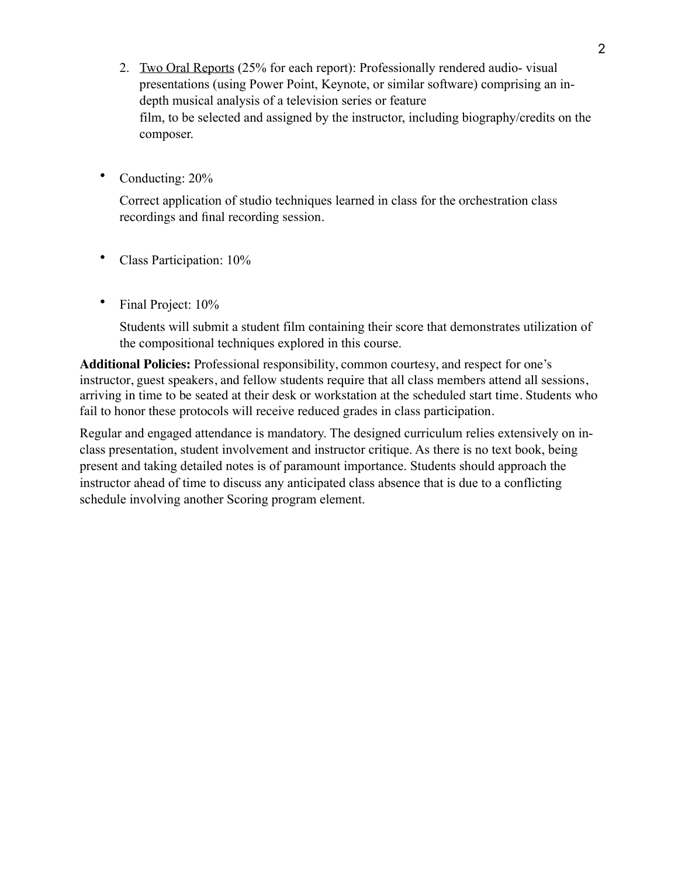2. <u>Two Oral Reports</u> (25% for each report): Professionally rendered audio- visual presentations (using Power Point, Keynote, or similar software) comprising an in-depth musical analysis of a television series or feature film, to be selected and assigned by the instructor, including biography/credits on the composer.

- Conducting: 20%

  Correct application of studio techniques learned in class for the orchestration class recordings and final recording session.

- Class Participation: 10%

- Final Project: 10%

  Students will submit a student film containing their score that demonstrates utilization of the compositional techniques explored in this course.

**Additional Policies:** Professional responsibility, common courtesy, and respect for one's instructor, guest speakers, and fellow students require that all class members attend all sessions, arriving in time to be seated at their desk or workstation at the scheduled start time. Students who fail to honor these protocols will receive reduced grades in class participation.

Regular and engaged attendance is mandatory. The designed curriculum relies extensively on in-class presentation, student involvement and instructor critique. As there is no text book, being present and taking detailed notes is of paramount importance. Students should approach the instructor ahead of time to discuss any anticipated class absence that is due to a conflicting schedule involving another Scoring program element.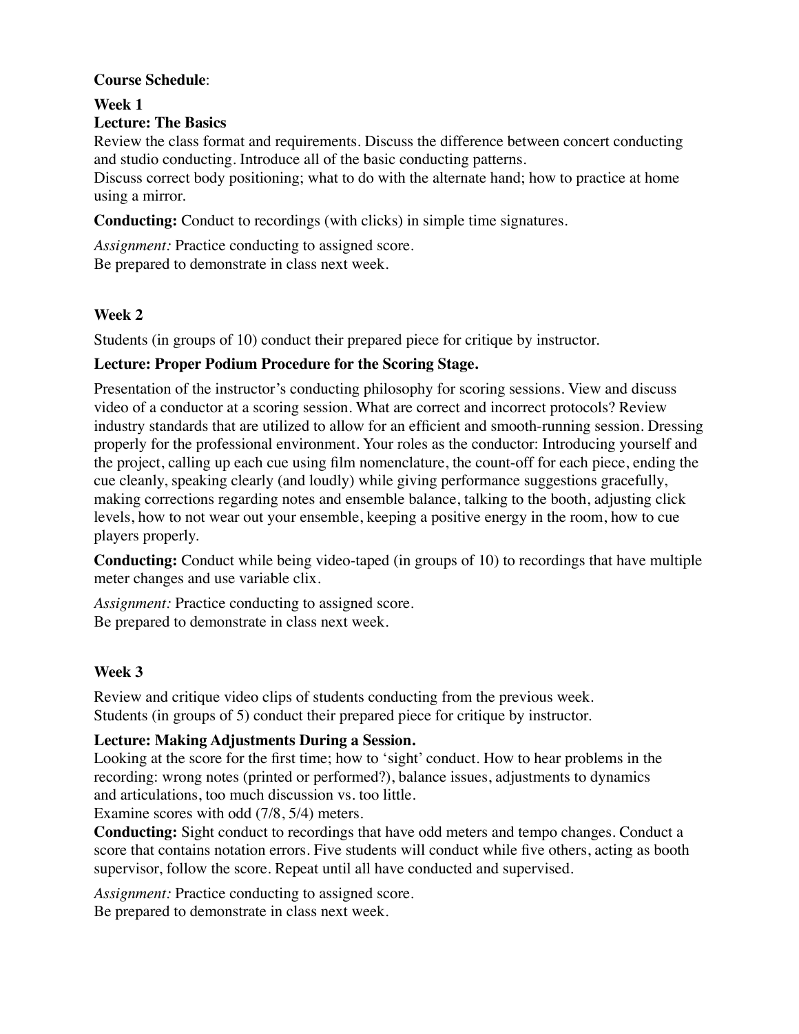**Course Schedule**:

**Week 1**

**Lecture: The Basics**

Review the class format and requirements. Discuss the difference between concert conducting and studio conducting. Introduce all of the basic conducting patterns.
Discuss correct body positioning; what to do with the alternate hand; how to practice at home using a mirror.

**Conducting:** Conduct to recordings (with clicks) in simple time signatures.

*Assignment:* Practice conducting to assigned score.
Be prepared to demonstrate in class next week.

**Week 2**

Students (in groups of 10) conduct their prepared piece for critique by instructor.

**Lecture: Proper Podium Procedure for the Scoring Stage.**

Presentation of the instructor's conducting philosophy for scoring sessions. View and discuss video of a conductor at a scoring session. What are correct and incorrect protocols? Review industry standards that are utilized to allow for an efficient and smooth-running session. Dressing properly for the professional environment. Your roles as the conductor: Introducing yourself and the project, calling up each cue using film nomenclature, the count-off for each piece, ending the cue cleanly, speaking clearly (and loudly) while giving performance suggestions gracefully, making corrections regarding notes and ensemble balance, talking to the booth, adjusting click levels, how to not wear out your ensemble, keeping a positive energy in the room, how to cue players properly.

**Conducting:** Conduct while being video-taped (in groups of 10) to recordings that have multiple meter changes and use variable clix.

*Assignment:* Practice conducting to assigned score.
Be prepared to demonstrate in class next week.

**Week 3**

Review and critique video clips of students conducting from the previous week.
Students (in groups of 5) conduct their prepared piece for critique by instructor.

**Lecture: Making Adjustments During a Session.**

Looking at the score for the first time; how to 'sight' conduct. How to hear problems in the recording: wrong notes (printed or performed?), balance issues, adjustments to dynamics and articulations, too much discussion vs. too little.
Examine scores with odd (7/8, 5/4) meters.

**Conducting:** Sight conduct to recordings that have odd meters and tempo changes. Conduct a score that contains notation errors. Five students will conduct while five others, acting as booth supervisor, follow the score. Repeat until all have conducted and supervised.

*Assignment:* Practice conducting to assigned score.
Be prepared to demonstrate in class next week.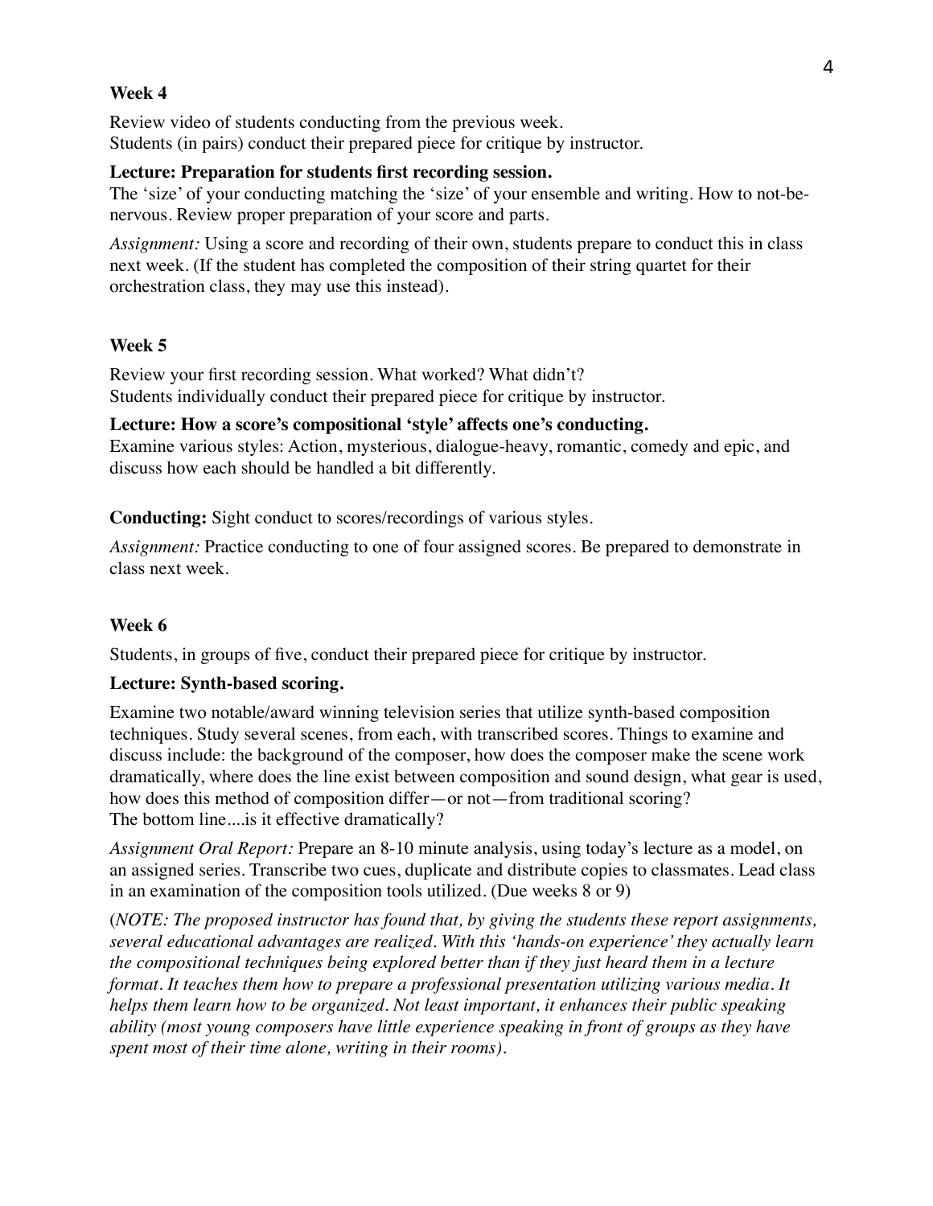**Week 4**

Review video of students conducting from the previous week.
Students (in pairs) conduct their prepared piece for critique by instructor.

**Lecture: Preparation for students first recording session.**

The 'size' of your conducting matching the 'size' of your ensemble and writing. How to not-be-nervous. Review proper preparation of your score and parts.

*Assignment:* Using a score and recording of their own, students prepare to conduct this in class next week. (If the student has completed the composition of their string quartet for their orchestration class, they may use this instead).

**Week 5**

Review your first recording session. What worked? What didn't?
Students individually conduct their prepared piece for critique by instructor.

**Lecture: How a score's compositional 'style' affects one's conducting.**

Examine various styles: Action, mysterious, dialogue-heavy, romantic, comedy and epic, and discuss how each should be handled a bit differently.

**Conducting:** Sight conduct to scores/recordings of various styles.

*Assignment:* Practice conducting to one of four assigned scores. Be prepared to demonstrate in class next week.

**Week 6**

Students, in groups of five, conduct their prepared piece for critique by instructor.

**Lecture: Synth-based scoring.**

Examine two notable/award winning television series that utilize synth-based composition techniques. Study several scenes, from each, with transcribed scores. Things to examine and discuss include: the background of the composer, how does the composer make the scene work dramatically, where does the line exist between composition and sound design, what gear is used, how does this method of composition differ—or not—from traditional scoring?
The bottom line....is it effective dramatically?

*Assignment Oral Report:* Prepare an 8-10 minute analysis, using today's lecture as a model, on an assigned series. Transcribe two cues, duplicate and distribute copies to classmates. Lead class in an examination of the composition tools utilized. (Due weeks 8 or 9)

(*NOTE: The proposed instructor has found that, by giving the students these report assignments, several educational advantages are realized. With this 'hands-on experience' they actually learn the compositional techniques being explored better than if they just heard them in a lecture format. It teaches them how to prepare a professional presentation utilizing various media. It helps them learn how to be organized. Not least important, it enhances their public speaking ability (most young composers have little experience speaking in front of groups as they have spent most of their time alone, writing in their rooms).*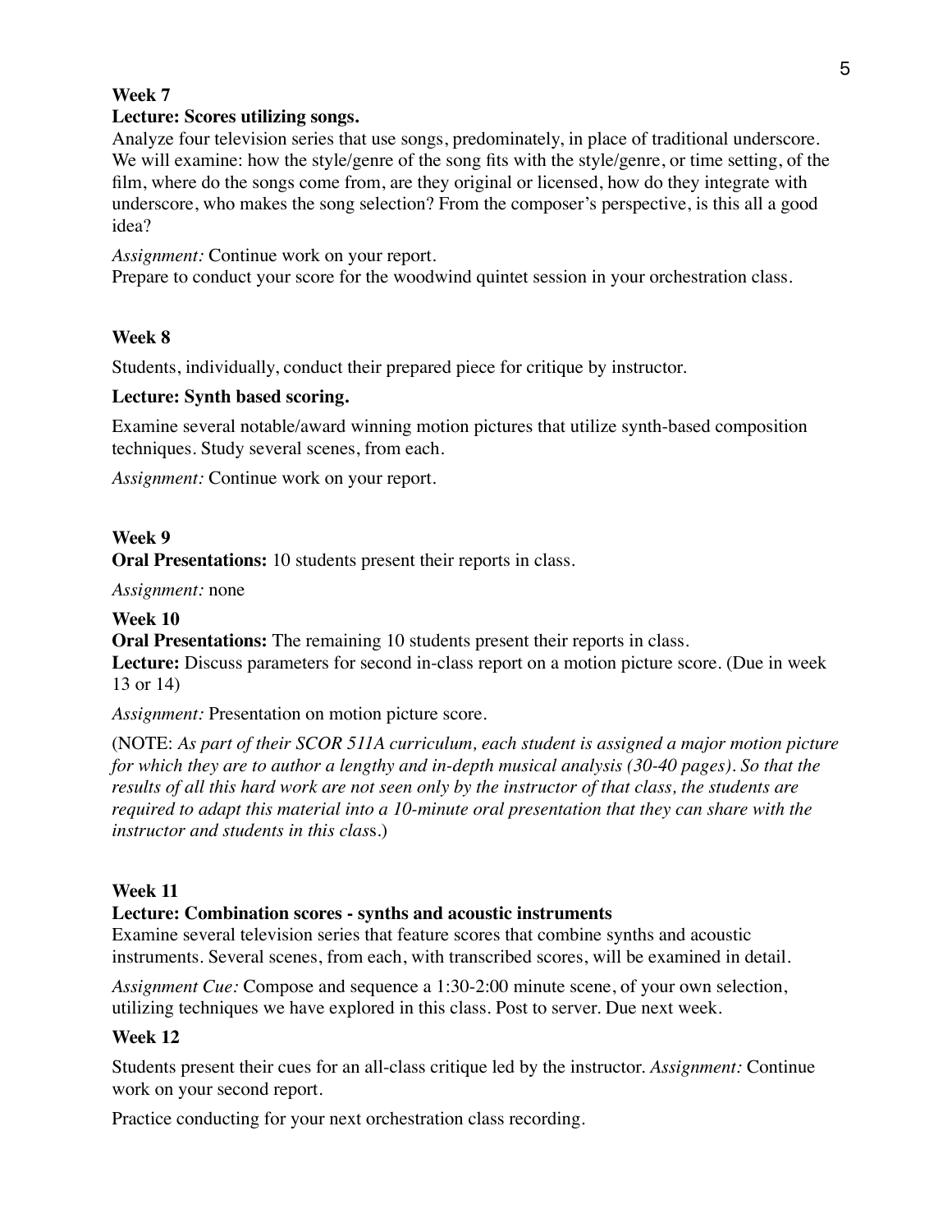**Week 7**

**Lecture: Scores utilizing songs.**

Analyze four television series that use songs, predominately, in place of traditional underscore. We will examine: how the style/genre of the song fits with the style/genre, or time setting, of the film, where do the songs come from, are they original or licensed, how do they integrate with underscore, who makes the song selection? From the composer's perspective, is this all a good idea?

*Assignment:* Continue work on your report.

Prepare to conduct your score for the woodwind quintet session in your orchestration class.

**Week 8**

Students, individually, conduct their prepared piece for critique by instructor.

**Lecture: Synth based scoring.**

Examine several notable/award winning motion pictures that utilize synth-based composition techniques. Study several scenes, from each.

*Assignment:* Continue work on your report.

**Week 9**

**Oral Presentations:** 10 students present their reports in class.

*Assignment:* none

**Week 10**

**Oral Presentations:** The remaining 10 students present their reports in class.

**Lecture:** Discuss parameters for second in-class report on a motion picture score. (Due in week 13 or 14)

*Assignment:* Presentation on motion picture score.

(NOTE: *As part of their SCOR 511A curriculum, each student is assigned a major motion picture for which they are to author a lengthy and in-depth musical analysis (30-40 pages). So that the results of all this hard work are not seen only by the instructor of that class, the students are required to adapt this material into a 10-minute oral presentation that they can share with the instructor and students in this class*.)

**Week 11**

**Lecture: Combination scores - synths and acoustic instruments**

Examine several television series that feature scores that combine synths and acoustic instruments. Several scenes, from each, with transcribed scores, will be examined in detail.

*Assignment Cue:* Compose and sequence a 1:30-2:00 minute scene, of your own selection, utilizing techniques we have explored in this class. Post to server. Due next week.

**Week 12**

Students present their cues for an all-class critique led by the instructor. *Assignment:* Continue work on your second report.

Practice conducting for your next orchestration class recording.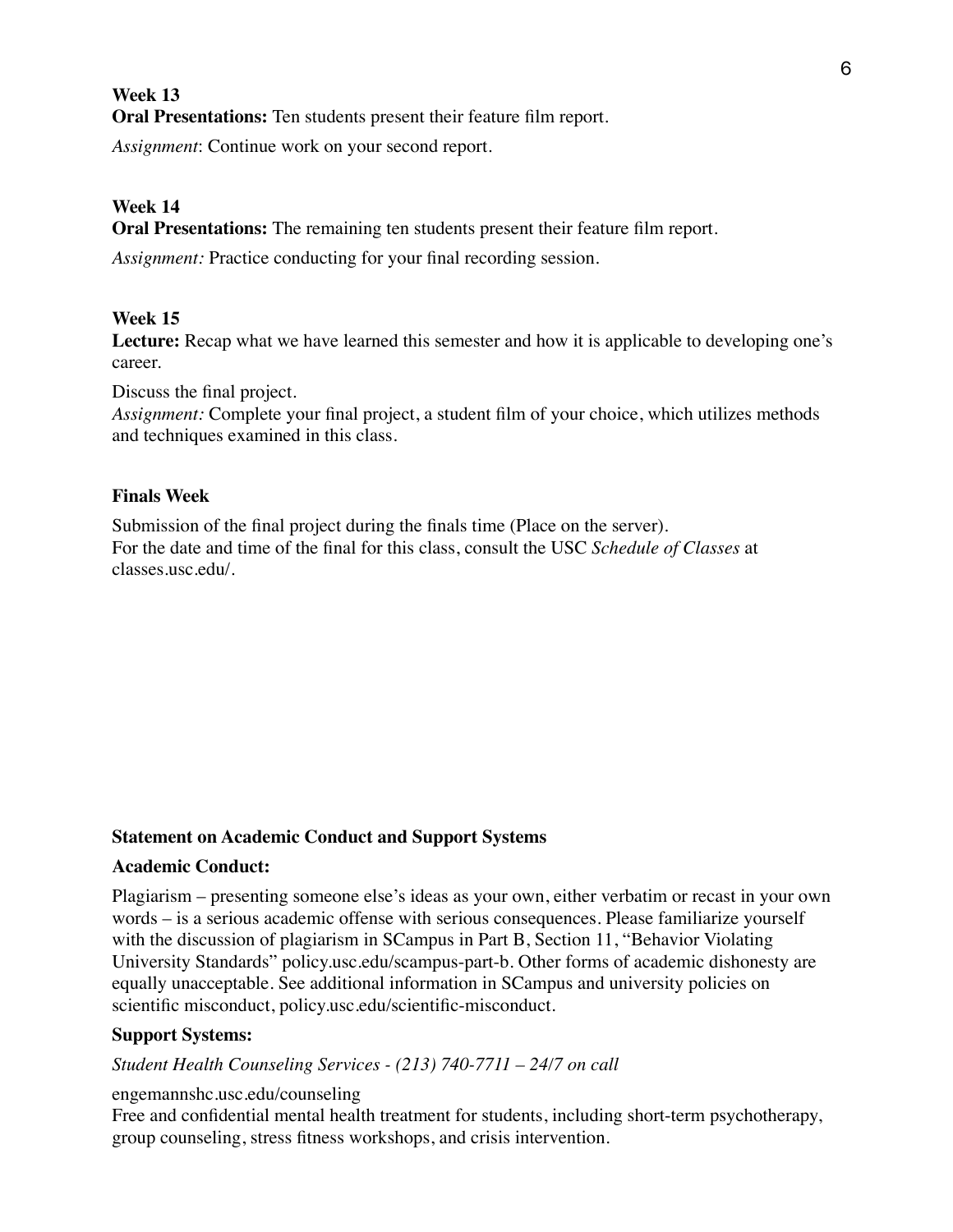**Week 13**
**Oral Presentations:** Ten students present their feature film report.

*Assignment*: Continue work on your second report.

**Week 14**
**Oral Presentations:** The remaining ten students present their feature film report.

*Assignment:* Practice conducting for your final recording session.

**Week 15**
**Lecture:** Recap what we have learned this semester and how it is applicable to developing one's career.

Discuss the final project.
*Assignment:* Complete your final project, a student film of your choice, which utilizes methods and techniques examined in this class.

**Finals Week**

Submission of the final project during the finals time (Place on the server).
For the date and time of the final for this class, consult the USC *Schedule of Classes* at classes.usc.edu/.

**Statement on Academic Conduct and Support Systems**

**Academic Conduct:**

Plagiarism – presenting someone else's ideas as your own, either verbatim or recast in your own words – is a serious academic offense with serious consequences. Please familiarize yourself with the discussion of plagiarism in SCampus in Part B, Section 11, "Behavior Violating University Standards" policy.usc.edu/scampus-part-b. Other forms of academic dishonesty are equally unacceptable. See additional information in SCampus and university policies on scientific misconduct, policy.usc.edu/scientific-misconduct.

**Support Systems:**

*Student Health Counseling Services - (213) 740-7711 – 24/7 on call*

engemannshc.usc.edu/counseling
Free and confidential mental health treatment for students, including short-term psychotherapy, group counseling, stress fitness workshops, and crisis intervention.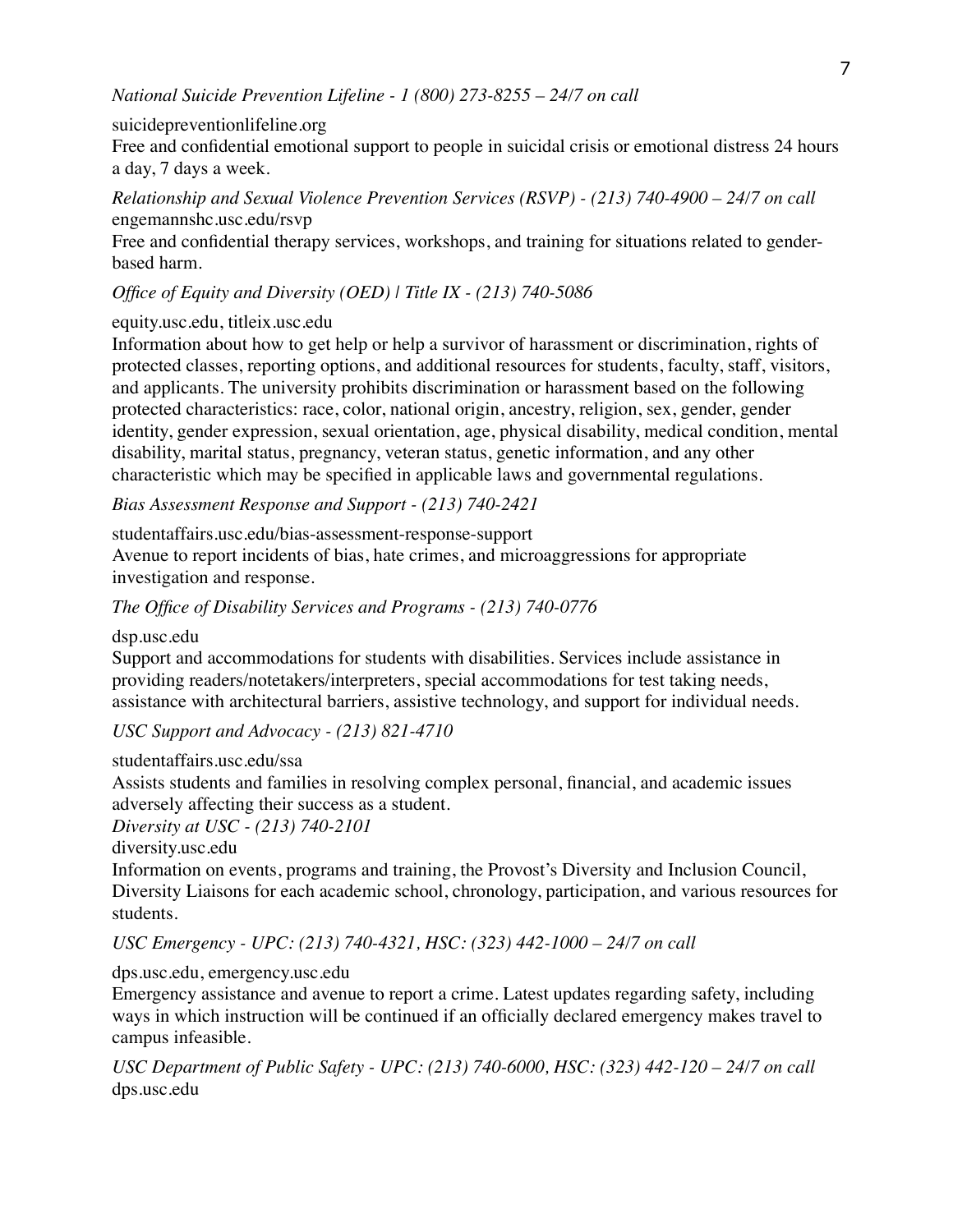*National Suicide Prevention Lifeline - 1 (800) 273-8255 – 24/7 on call*

suicidepreventionlifeline.org
Free and confidential emotional support to people in suicidal crisis or emotional distress 24 hours a day, 7 days a week.

*Relationship and Sexual Violence Prevention Services (RSVP) - (213) 740-4900 – 24/7 on call*
engemannshc.usc.edu/rsvp
Free and confidential therapy services, workshops, and training for situations related to gender-based harm.

*Office of Equity and Diversity (OED) | Title IX - (213) 740-5086*

equity.usc.edu, titleix.usc.edu
Information about how to get help or help a survivor of harassment or discrimination, rights of protected classes, reporting options, and additional resources for students, faculty, staff, visitors, and applicants. The university prohibits discrimination or harassment based on the following protected characteristics: race, color, national origin, ancestry, religion, sex, gender, gender identity, gender expression, sexual orientation, age, physical disability, medical condition, mental disability, marital status, pregnancy, veteran status, genetic information, and any other characteristic which may be specified in applicable laws and governmental regulations.

*Bias Assessment Response and Support - (213) 740-2421*

studentaffairs.usc.edu/bias-assessment-response-support
Avenue to report incidents of bias, hate crimes, and microaggressions for appropriate investigation and response.

*The Office of Disability Services and Programs - (213) 740-0776*

dsp.usc.edu
Support and accommodations for students with disabilities. Services include assistance in providing readers/notetakers/interpreters, special accommodations for test taking needs, assistance with architectural barriers, assistive technology, and support for individual needs.

*USC Support and Advocacy - (213) 821-4710*

studentaffairs.usc.edu/ssa
Assists students and families in resolving complex personal, financial, and academic issues adversely affecting their success as a student.

*Diversity at USC - (213) 740-2101*

diversity.usc.edu
Information on events, programs and training, the Provost's Diversity and Inclusion Council, Diversity Liaisons for each academic school, chronology, participation, and various resources for students.

*USC Emergency - UPC: (213) 740-4321, HSC: (323) 442-1000 – 24/7 on call*

dps.usc.edu, emergency.usc.edu
Emergency assistance and avenue to report a crime. Latest updates regarding safety, including ways in which instruction will be continued if an officially declared emergency makes travel to campus infeasible.

*USC Department of Public Safety - UPC: (213) 740-6000, HSC: (323) 442-120 – 24/7 on call*
dps.usc.edu